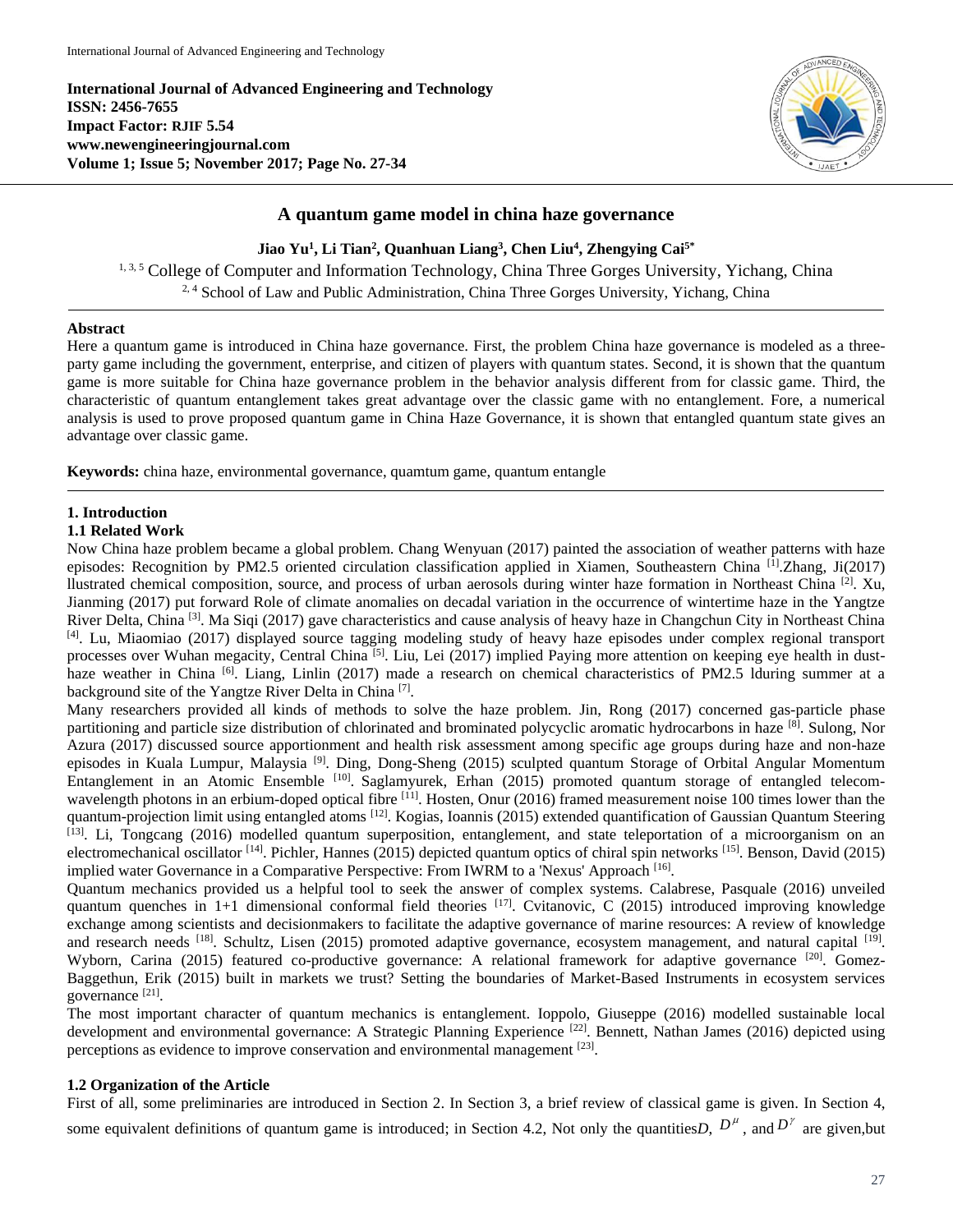**International Journal of Advanced Engineering and Technology**
**ISSN: 2456-7655**
**Impact Factor: RJIF 5.54**
**www.newengineeringjournal.com**
**Volume 1; Issue 5; November 2017; Page No. 27-34**

# A quantum game model in china haze governance

**Jiao Yu[1], Li Tian[2], Quanhuan Liang[3], Chen Liu[4], Zhengying Cai[5*]**

[1, 3, 5] College of Computer and Information Technology, China Three Gorges University, Yichang, China
[2, 4] School of Law and Public Administration, China Three Gorges University, Yichang, China

## Abstract

Here a quantum game is introduced in China haze governance. First, the problem China haze governance is modeled as a three-party game including the government, enterprise, and citizen of players with quantum states. Second, it is shown that the quantum game is more suitable for China haze governance problem in the behavior analysis different from for classic game. Third, the characteristic of quantum entanglement takes great advantage over the classic game with no entanglement. Fore, a numerical analysis is used to prove proposed quantum game in China Haze Governance, it is shown that entangled quantum state gives an advantage over classic game.

**Keywords:** china haze, environmental governance, quamtum game, quantum entangle

## 1. Introduction

### 1.1 Related Work

Now China haze problem became a global problem. Chang Wenyuan (2017) painted the association of weather patterns with haze episodes: Recognition by PM2.5 oriented circulation classification applied in Xiamen, Southeastern China [1].Zhang, Ji(2017) llustrated chemical composition, source, and process of urban aerosols during winter haze formation in Northeast China [2]. Xu, Jianming (2017) put forward Role of climate anomalies on decadal variation in the occurrence of wintertime haze in the Yangtze River Delta, China [3]. Ma Siqi (2017) gave characteristics and cause analysis of heavy haze in Changchun City in Northeast China [4]. Lu, Miaomiao (2017) displayed source tagging modeling study of heavy haze episodes under complex regional transport processes over Wuhan megacity, Central China [5]. Liu, Lei (2017) implied Paying more attention on keeping eye health in dust-haze weather in China [6]. Liang, Linlin (2017) made a research on chemical characteristics of PM2.5 lduring summer at a background site of the Yangtze River Delta in China [7].

Many researchers provided all kinds of methods to solve the haze problem. Jin, Rong (2017) concerned gas-particle phase partitioning and particle size distribution of chlorinated and brominated polycyclic aromatic hydrocarbons in haze [8]. Sulong, Nor Azura (2017) discussed source apportionment and health risk assessment among specific age groups during haze and non-haze episodes in Kuala Lumpur, Malaysia [9]. Ding, Dong-Sheng (2015) sculpted quantum Storage of Orbital Angular Momentum Entanglement in an Atomic Ensemble [10]. Saglamyurek, Erhan (2015) promoted quantum storage of entangled telecom-wavelength photons in an erbium-doped optical fibre [11]. Hosten, Onur (2016) framed measurement noise 100 times lower than the quantum-projection limit using entangled atoms [12]. Kogias, Ioannis (2015) extended quantification of Gaussian Quantum Steering [13]. Li, Tongcang (2016) modelled quantum superposition, entanglement, and state teleportation of a microorganism on an electromechanical oscillator [14]. Pichler, Hannes (2015) depicted quantum optics of chiral spin networks [15]. Benson, David (2015) implied water Governance in a Comparative Perspective: From IWRM to a 'Nexus' Approach [16].

Quantum mechanics provided us a helpful tool to seek the answer of complex systems. Calabrese, Pasquale (2016) unveiled quantum quenches in 1+1 dimensional conformal field theories [17]. Cvitanovic, C (2015) introduced improving knowledge exchange among scientists and decisionmakers to facilitate the adaptive governance of marine resources: A review of knowledge and research needs [18]. Schultz, Lisen (2015) promoted adaptive governance, ecosystem management, and natural capital [19]. Wyborn, Carina (2015) featured co-productive governance: A relational framework for adaptive governance [20]. Gomez-Baggethun, Erik (2015) built in markets we trust? Setting the boundaries of Market-Based Instruments in ecosystem services governance [21].

The most important character of quantum mechanics is entanglement. Ioppolo, Giuseppe (2016) modelled sustainable local development and environmental governance: A Strategic Planning Experience [22]. Bennett, Nathan James (2016) depicted using perceptions as evidence to improve conservation and environmental management [23].

### 1.2 Organization of the Article

First of all, some preliminaries are introduced in Section 2. In Section 3, a brief review of classical game is given. In Section 4, some equivalent definitions of quantum game is introduced; in Section 4.2, Not only the quantities$D$, $D^{\mu}$, and $D^{\gamma}$ are given,but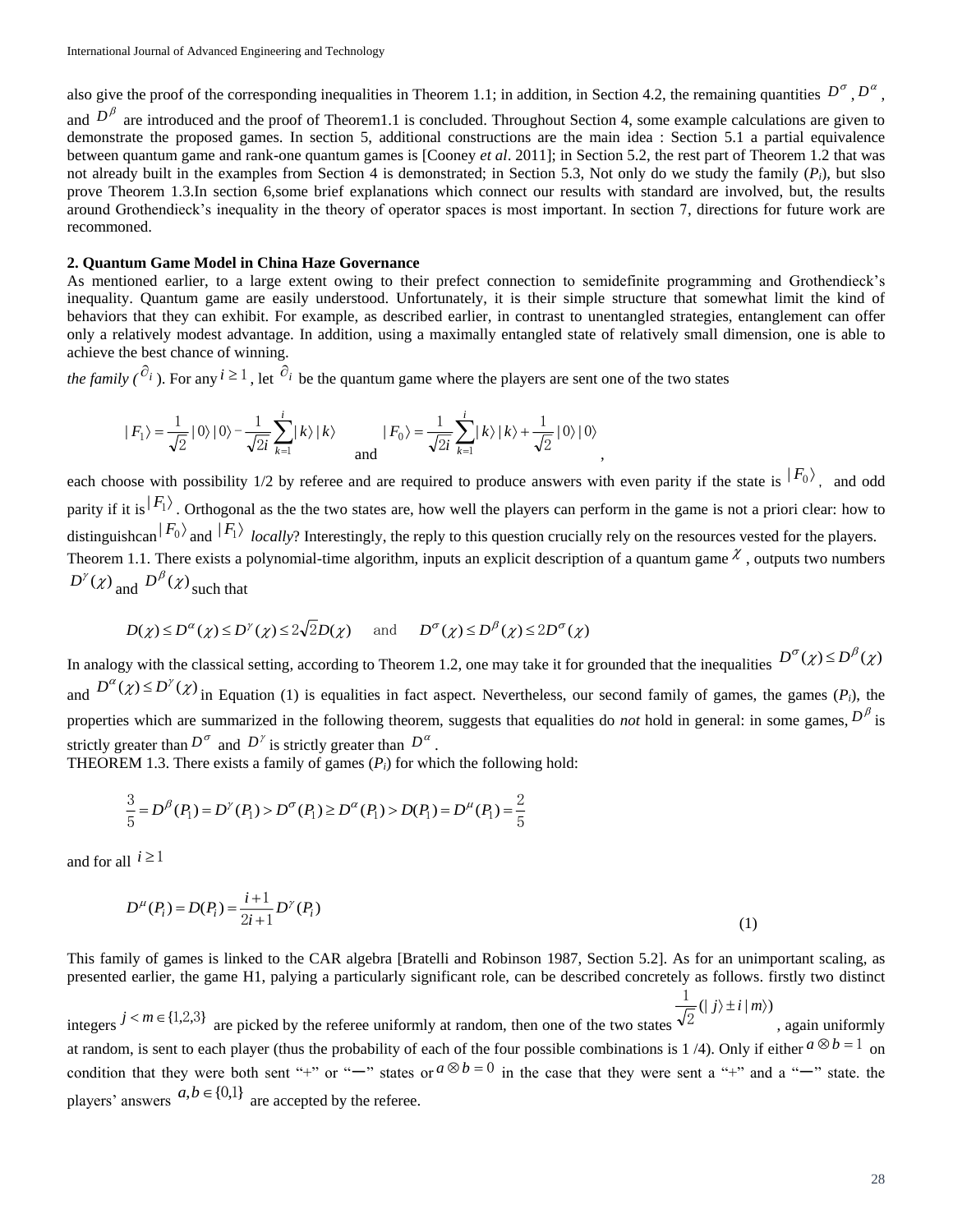also give the proof of the corresponding inequalities in Theorem 1.1; in addition, in Section 4.2, the remaining quantities $D^{\sigma}$, $D^{\alpha}$, and $D^{\beta}$ are introduced and the proof of Theorem1.1 is concluded. Throughout Section 4, some example calculations are given to demonstrate the proposed games. In section 5, additional constructions are the main idea : Section 5.1 a partial equivalence between quantum game and rank-one quantum games is [Cooney *et al*. 2011]; in Section 5.2, the rest part of Theorem 1.2 that was not already built in the examples from Section 4 is demonstrated; in Section 5.3, Not only do we study the family ($P_i$), but slso prove Theorem 1.3.In section 6,some brief explanations which connect our results with standard are involved, but, the results around Grothendieck's inequality in the theory of operator spaces is most important. In section 7, directions for future work are recommoned.

**2. Quantum Game Model in China Haze Governance**

As mentioned earlier, to a large extent owing to their prefect connection to semidefinite programming and Grothendieck's inequality. Quantum game are easily understood. Unfortunately, it is their simple structure that somewhat limit the kind of behaviors that they can exhibit. For example, as described earlier, in contrast to unentangled strategies, entanglement can offer only a relatively modest advantage. In addition, using a maximally entangled state of relatively small dimension, one is able to achieve the best chance of winning.

*the family (* $\hat{\partial}_i$ ). For any $i \geq 1$, let $\hat{\partial}_i$ be the quantum game where the players are sent one of the two states

$$|F_1\rangle = \frac{1}{\sqrt{2}}|0\rangle|0\rangle - \frac{1}{\sqrt{2i}}\sum_{k=1}^{i}|k\rangle|k\rangle \quad \text{and} \quad |F_0\rangle = \frac{1}{\sqrt{2i}}\sum_{k=1}^{i}|k\rangle|k\rangle + \frac{1}{\sqrt{2}}|0\rangle|0\rangle,$$

each choose with possibility 1/2 by referee and are required to produce answers with even parity if the state is $|F_0\rangle$, and odd parity if it is $|F_1\rangle$. Orthogonal as the the two states are, how well the players can perform in the game is not a priori clear: how to distinguishcan $|F_0\rangle$ and $|F_1\rangle$ *locally*? Interestingly, the reply to this question crucially rely on the resources vested for the players.

Theorem 1.1. There exists a polynomial-time algorithm, inputs an explicit description of a quantum game $\chi$, outputs two numbers $D^{\gamma}(\chi)$ and $D^{\beta}(\chi)$ such that

$$D(\chi) \leq D^{\alpha}(\chi) \leq D^{\gamma}(\chi) \leq 2\sqrt{2}D(\chi) \quad \text{and} \quad D^{\sigma}(\chi) \leq D^{\beta}(\chi) \leq 2D^{\sigma}(\chi)$$

In analogy with the classical setting, according to Theorem 1.2, one may take it for grounded that the inequalities $D^{\sigma}(\chi) \leq D^{\beta}(\chi)$ and $D^{\alpha}(\chi) \leq D^{\gamma}(\chi)$ in Equation (1) is equalities in fact aspect. Nevertheless, our second family of games, the games ($P_i$), the properties which are summarized in the following theorem, suggests that equalities do *not* hold in general: in some games, $D^{\beta}$ is strictly greater than $D^{\sigma}$ and $D^{\gamma}$ is strictly greater than $D^{\alpha}$.

THEOREM 1.3. There exists a family of games ($P_i$) for which the following hold:

$$\frac{3}{5} = D^{\beta}(P_1) = D^{\gamma}(P_1) > D^{\sigma}(P_1) \geq D^{\alpha}(P_1) > D(P_1) = D^{\mu}(P_1) = \frac{2}{5}$$

and for all $i \geq 1$

$$D^{\mu}(P_i) = D(P_i) = \frac{i+1}{2i+1}D^{\gamma}(P_i) \tag{1}$$

This family of games is linked to the CAR algebra [Bratelli and Robinson 1987, Section 5.2]. As for an unimportant scaling, as presented earlier, the game H1, palying a particularly significant role, can be described concretely as follows. firstly two distinct integers $j < m \in \{1,2,3\}$ are picked by the referee uniformly at random, then one of the two states $\frac{1}{\sqrt{2}}(|j\rangle \pm i|m\rangle)$, again uniformly at random, is sent to each player (thus the probability of each of the four possible combinations is 1 /4). Only if either $a \otimes b = 1$ on condition that they were both sent "+" or "—" states or $a \otimes b = 0$ in the case that they were sent a "+" and a "—" state. the players' answers $a, b \in \{0,1\}$ are accepted by the referee.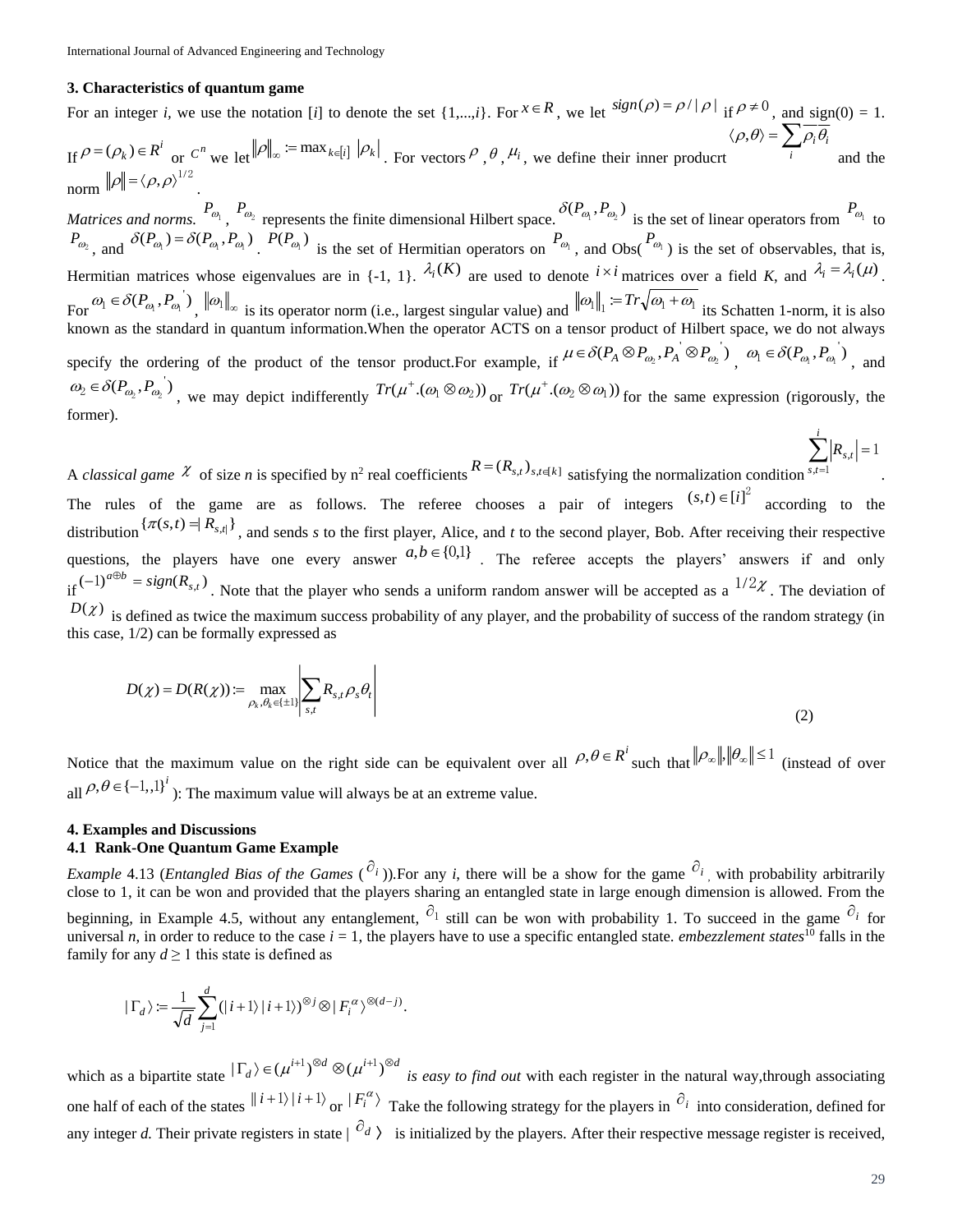### 3. Characteristics of quantum game

For an integer *i*, we use the notation [*i*] to denote the set {1,...,*i*}. For $x \in R$, we let $sign(\rho) = \rho / |\rho|$ if $\rho \neq 0$, and sign(0) = 1. If $\rho = (\rho_k) \in R^i$ or $C^n$ we let $\|\rho\|_\infty := \max_{k \in [i]} |\rho_k|$. For vectors $\rho$, $\theta$, $\mu_i$, we define their inner producrt $\langle \rho, \theta \rangle = \sum_i \overline{\rho_i} \theta_i$ and the norm $\|\rho\| = \langle \rho, \rho \rangle^{1/2}$.

*Matrices and norms.* $P_{\omega_1}$, $P_{\omega_2}$ represents the finite dimensional Hilbert space. $\delta(P_{\omega_1}, P_{\omega_2})$ is the set of linear operators from $P_{\omega_1}$ to $P_{\omega_2}$, and $\delta(P_{\omega_1}) = \delta(P_{\omega_1}, P_{\omega_1})$. $P(P_{\omega_1})$ is the set of Hermitian operators on $P_{\omega_1}$, and Obs($P_{\omega_1}$) is the set of observables, that is, Hermitian matrices whose eigenvalues are in {-1, 1}. $\lambda_i(K)$ are used to denote $i \times i$ matrices over a field *K*, and $\lambda_i = \lambda_i(\mu)$. For $\omega_1 \in \delta(P_{\omega_1}, P_{\omega_1}^{'})$, $\|\omega_1\|_\infty$ is its operator norm (i.e., largest singular value) and $\|\omega_1\|_1 := Tr\sqrt{\omega_1 + \omega_1}$ its Schatten 1-norm, it is also known as the standard in quantum information.When the operator ACTS on a tensor product of Hilbert space, we do not always specify the ordering of the product of the tensor product.For example, if $\mu \in \delta(P_A \otimes P_{\omega_2}, P_A^{'} \otimes P_{\omega_2}^{'})$, $\omega_1 \in \delta(P_{\omega_1}, P_{\omega_1}^{'})$, and $\omega_2 \in \delta(P_{\omega_2}, P_{\omega_2}^{'})$, we may depict indifferently $Tr(\mu^+ .(\omega_1 \otimes \omega_2))$ or $Tr(\mu^+ .(\omega_2 \otimes \omega_1))$ for the same expression (rigorously, the former).

A *classical game* $\chi$ of size *n* is specified by n[2] real coefficients $R = (R_{s,t})_{s,t \in [k]}$ satisfying the normalization condition $\sum_{s,t=1}^{i} |R_{s,t}| = 1$. The rules of the game are as follows. The referee chooses a pair of integers $(s,t) \in [i]^2$ according to the distribution $\{\pi(s,t) = |R_{s,t}|\}$, and sends *s* to the first player, Alice, and *t* to the second player, Bob. After receiving their respective questions, the players have one every answer $a, b \in \{0,1\}$. The referee accepts the players' answers if and only if $(-1)^{a \oplus b} = sign(R_{s,t})$. Note that the player who sends a uniform random answer will be accepted as a $1/2\chi$. The deviation of $D(\chi)$ is defined as twice the maximum success probability of any player, and the probability of success of the random strategy (in this case, 1/2) can be formally expressed as

$$D(\chi) = D(R(\chi)) := \max_{\rho_k, \theta_k \in \{\pm 1\}} \left| \sum_{s,t} R_{s,t} \rho_s \theta_t \right| \tag{2}$$

Notice that the maximum value on the right side can be equivalent over all $\rho, \theta \in R^i$ such that $\|\rho_\infty\|, \|\theta_\infty\| \leq 1$ (instead of over all $\rho, \theta \in \{-1,,1\}^i$): The maximum value will always be at an extreme value.

### 4. Examples and Discussions

#### 4.1 Rank-One Quantum Game Example

*Example* 4.13 (*Entangled Bias of the Games* ($\partial_i$)).For any *i*, there will be a show for the game $\partial_i$, with probability arbitrarily close to 1, it can be won and provided that the players sharing an entangled state in large enough dimension is allowed. From the beginning, in Example 4.5, without any entanglement, $\partial_1$ still can be won with probability 1. To succeed in the game $\partial_i$ for universal *n*, in order to reduce to the case *i* = 1, the players have to use a specific entangled state. *embezzlement states*[10] falls in the family for any *d* ≥ 1 this state is defined as

$$|\Gamma_d\rangle := \frac{1}{\sqrt{d}} \sum_{j=1}^{d} (|i+1\rangle |i+1\rangle)^{\otimes j} \otimes |F_i^\alpha\rangle^{\otimes (d-j)}.$$

which as a bipartite state $|\Gamma_d\rangle \in (\mu^{i+1})^{\otimes d} \otimes (\mu^{i+1})^{\otimes d}$ *is easy to find out* with each register in the natural way,through associating one half of each of the states $\| i+1\rangle |i+1\rangle$ or $|F_i^\alpha\rangle$ Take the following strategy for the players in $\partial_i$ into consideration, defined for any integer *d*. Their private registers in state $|\partial_d\rangle$ is initialized by the players. After their respective message register is received,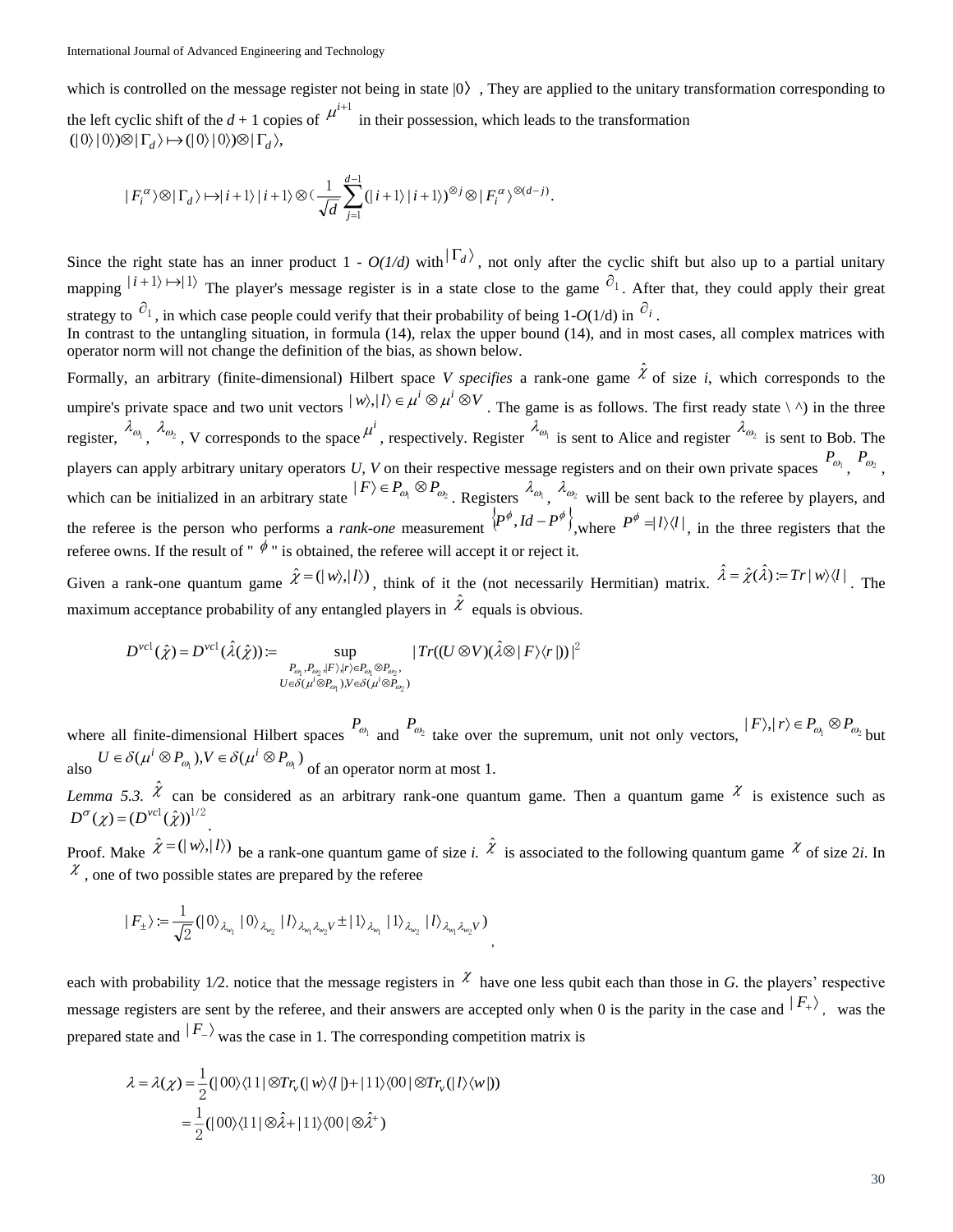which is controlled on the message register not being in state $|0\rangle$ , They are applied to the unitary transformation corresponding to the left cyclic shift of the *d* + 1 copies of $\mu^{i+1}$ in their possession, which leads to the transformation
$(|0\rangle|0\rangle)\otimes|\Gamma_d\rangle \mapsto (|0\rangle|0\rangle)\otimes|\Gamma_d\rangle,$

$$|F_i^{\alpha}\rangle\otimes|\Gamma_d\rangle \mapsto |i+1\rangle|i+1\rangle\otimes(\frac{1}{\sqrt{d}}\sum_{j=1}^{d-1}(|i+1\rangle|i+1\rangle)^{\otimes j}\otimes|F_i^{\alpha}\rangle^{\otimes(d-j)}.$$

Since the right state has an inner product 1 - *O(1/d)* with $|\Gamma_d\rangle$, not only after the cyclic shift but also up to a partial unitary mapping $|i+1\rangle \mapsto |1\rangle$ The player's message register is in a state close to the game $\partial_1$. After that, they could apply their great strategy to $\partial_1$, in which case people could verify that their probability of being 1-*O*(1/d) in $\partial_i$ .
In contrast to the untangling situation, in formula (14), relax the upper bound (14), and in most cases, all complex matrices with operator norm will not change the definition of the bias, as shown below.

Formally, an arbitrary (finite-dimensional) Hilbert space *V specifies* a rank-one game $\hat{\chi}$ of size *i*, which corresponds to the umpire's private space and two unit vectors $|w\rangle,|l\rangle \in \mu^i\otimes\mu^i\otimes V$ . The game is as follows. The first ready state \ ^) in the three register, $\lambda_{\omega_1}$, $\lambda_{\omega_2}$, V corresponds to the space $\mu^i$, respectively. Register $\lambda_{\omega_1}$ is sent to Alice and register $\lambda_{\omega_2}$ is sent to Bob. The players can apply arbitrary unitary operators *U*, *V* on their respective message registers and on their own private spaces $P_{\omega_1}$, $P_{\omega_2}$, which can be initialized in an arbitrary state $|F\rangle \in P_{\omega_1}\otimes P_{\omega_2}$. Registers $\lambda_{\omega_1}$, $\lambda_{\omega_2}$ will be sent back to the referee by players, and the referee is the person who performs a *rank-one* measurement $\{P^{\phi}, Id-P^{\phi}\}$,where $P^{\phi}=|l\rangle\langle l|$, in the three registers that the referee owns. If the result of " $\phi$ " is obtained, the referee will accept it or reject it.

Given a rank-one quantum game $\hat{\chi}=(|w\rangle,|l\rangle)$, think of it the (not necessarily Hermitian) matrix. $\hat{\lambda}=\hat{\chi}(\hat{\lambda}):=Tr|w\rangle\langle l|$ . The maximum acceptance probability of any entangled players in $\hat{\chi}$ equals is obvious.

$$D^{vc1}(\hat{\chi})=D^{vc1}(\hat{\lambda}(\hat{\chi})):=\sup_{\substack{P_{\omega_1},P_{\omega_2},|F\rangle,|r\rangle\in P_{\omega_1}\otimes P_{\omega_2},\\ U\in\delta(\mu^i\otimes P_{\omega_1}),V\in\delta(\mu^i\otimes P_{\omega_2})}}|Tr((U\otimes V)(\hat{\lambda}\otimes|F\rangle\langle r|))|^2$$

where all finite-dimensional Hilbert spaces $P_{\omega_1}$ and $P_{\omega_2}$ take over the supremum, unit not only vectors, $|F\rangle,|r\rangle\in P_{\omega_1}\otimes P_{\omega_2}$ but also $U\in\delta(\mu^i\otimes P_{\omega_1}),V\in\delta(\mu^i\otimes P_{\omega_1})$ of an operator norm at most 1.

*Lemma 5.3.* $\hat{\chi}$ can be considered as an arbitrary rank-one quantum game. Then a quantum game $\chi$ is existence such as $D^{\sigma}(\chi)=(D^{vc1}(\hat{\chi}))^{1/2}$.

Proof. Make $\hat{\chi}=(|w\rangle,|l\rangle)$ be a rank-one quantum game of size *i*. $\hat{\chi}$ is associated to the following quantum game $\chi$ of size 2*i*. In $\chi$, one of two possible states are prepared by the referee

$$|F_{\pm}\rangle:=\frac{1}{\sqrt{2}}(|0\rangle_{\lambda_{w_1}}|0\rangle_{\lambda_{w_2}}|l\rangle_{\lambda_{w_1}\lambda_{w_2}V}\pm|1\rangle_{\lambda_{w_1}}|1\rangle_{\lambda_{w_2}}|l\rangle_{\lambda_{w_1}\lambda_{w_2}V}),$$

each with probability 1⁄2. notice that the message registers in $\chi$ have one less qubit each than those in *G*. the players' respective message registers are sent by the referee, and their answers are accepted only when 0 is the parity in the case and $|F_+\rangle$, was the prepared state and $|F_-\rangle$ was the case in 1. The corresponding competition matrix is

$$\begin{aligned}\lambda=\lambda(\chi)&=\frac{1}{2}(|00\rangle\langle 11|\otimes Tr_V(|w\rangle\langle l|)+|11\rangle\langle 00|\otimes Tr_V(|l\rangle\langle w|))\\&=\frac{1}{2}(|00\rangle\langle 11|\otimes\hat{\lambda}+|11\rangle\langle 00|\otimes\hat{\lambda}^{+})\end{aligned}$$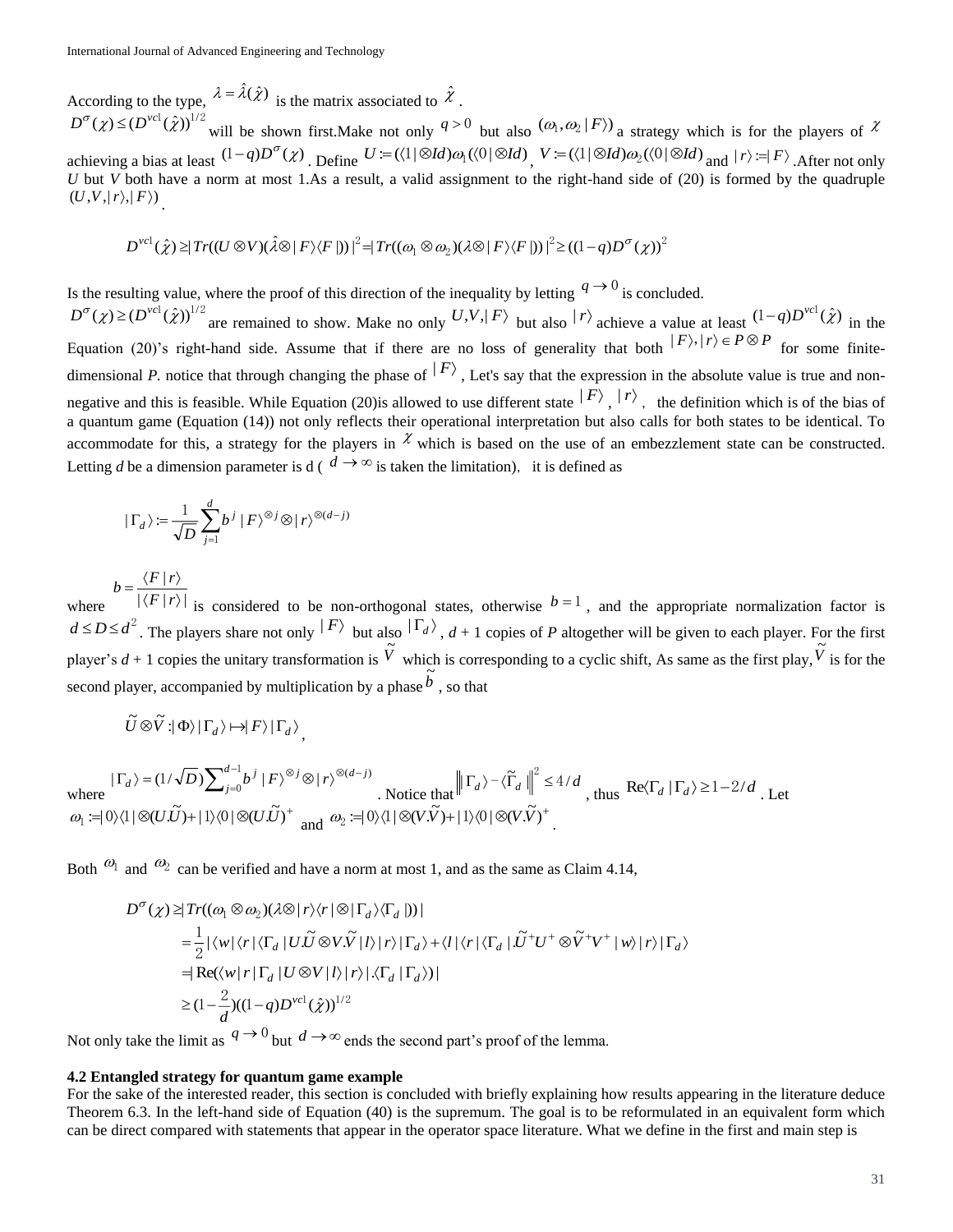According to the type, $\lambda = \hat{\lambda}(\hat{\chi})$ is the matrix associated to $\hat{\chi}$.

$D^{\sigma}(\chi) \le (D^{vc1}(\hat{\chi}))^{1/2}$ will be shown first.Make not only $q > 0$ but also $(\omega_1, \omega_2 \,|\, F\rangle)$ a strategy which is for the players of $\chi$ achieving a bias at least $(1-q)D^{\sigma}(\chi)$. Define $U := (\langle 1| \otimes Id)\omega_1(\langle 0| \otimes Id)$, $V := (\langle 1| \otimes Id)\omega_2(\langle 0| \otimes Id)$ and $|r\rangle := |F\rangle$.After not only *U* but *V* both have a norm at most 1.As a result, a valid assignment to the right-hand side of (20) is formed by the quadruple $(U, V, |r\rangle, |F\rangle)$.

$$D^{vc1}(\hat{\chi}) \ge |Tr((U \otimes V)(\hat{\lambda} \otimes |F\rangle\langle F|))|^2 = |Tr((\omega_1 \otimes \omega_2)(\lambda \otimes |F\rangle\langle F|))|^2 \ge ((1-q)D^{\sigma}(\chi))^2$$

Is the resulting value, where the proof of this direction of the inequality by letting $q \to 0$ is concluded.

$D^{\sigma}(\chi) \ge (D^{vc1}(\hat{\chi}))^{1/2}$ are remained to show. Make no only $U, V, |F\rangle$ but also $|r\rangle$ achieve a value at least $(1-q)D^{vc1}(\hat{\chi})$ in the Equation (20)'s right-hand side. Assume that if there are no loss of generality that both $|F\rangle, |r\rangle \in P \otimes P$ for some finite-dimensional *P*. notice that through changing the phase of $|F\rangle$, Let's say that the expression in the absolute value is true and non-negative and this is feasible. While Equation (20)is allowed to use different state $|F\rangle$, $|r\rangle$, the definition which is of the bias of a quantum game (Equation (14)) not only reflects their operational interpretation but also calls for both states to be identical. To accommodate for this, a strategy for the players in $\chi$ which is based on the use of an embezzlement state can be constructed. Letting *d* be a dimension parameter is d ( $d \to \infty$ is taken the limitation), it is defined as

$$|\Gamma_d\rangle := \frac{1}{\sqrt{D}} \sum_{j=1}^{d} b^j \,|F\rangle^{\otimes j} \otimes |r\rangle^{\otimes (d-j)}$$

where $b = \dfrac{\langle F|r\rangle}{|\langle F|r\rangle|}$ is considered to be non-orthogonal states, otherwise $b = 1$, and the appropriate normalization factor is $d \le D \le d^2$. The players share not only $|F\rangle$ but also $|\Gamma_d\rangle$, *d* + 1 copies of *P* altogether will be given to each player. For the first player's *d* + 1 copies the unitary transformation is $\tilde{V}$ which is corresponding to a cyclic shift, As same as the first play, $\tilde{V}$ is for the second player, accompanied by multiplication by a phase $\tilde{b}$, so that

$$\tilde{U} \otimes \tilde{V} : |\Phi\rangle |\Gamma_d\rangle \mapsto |F\rangle |\Gamma_d\rangle,$$

where $|\Gamma_d\rangle = (1/\sqrt{D}) \sum_{j=0}^{d-1} b^j \,|F\rangle^{\otimes j} \otimes |r\rangle^{\otimes (d-j)}$. Notice that $\left\| |\Gamma_d\rangle - \langle \tilde{\Gamma}_d \right\|^2 \le 4/d$, thus $\mathrm{Re}\langle \Gamma_d | \Gamma_d\rangle \ge 1 - 2/d$. Let $\omega_1 := |0\rangle\langle 1| \otimes (U.\tilde{U}) + |1\rangle\langle 0| \otimes (U.\tilde{U})^{+}$ and $\omega_2 := |0\rangle\langle 1| \otimes (V.\tilde{V}) + |1\rangle\langle 0| \otimes (V.\tilde{V})^{+}$.

Both $\omega_1$ and $\omega_2$ can be verified and have a norm at most 1, and as the same as Claim 4.14,

$$\begin{aligned}
D^{\sigma}(\chi) &\ge |Tr((\omega_1 \otimes \omega_2)(\lambda \otimes |r\rangle\langle r| \otimes |\Gamma_d\rangle\langle \Gamma_d|))| \\
&= \frac{1}{2} |\langle w| \langle r| \langle \Gamma_d \,|U.\tilde{U} \otimes V.\tilde{V}\,| l\rangle |r\rangle |\Gamma_d\rangle + \langle l| \langle r| \langle \Gamma_d \,|.\tilde{U}^{+}U^{+} \otimes \tilde{V}^{+}V^{+}\,| w\rangle |r\rangle |\Gamma_d\rangle \\
&= |\mathrm{Re}(\langle w| r| \Gamma_d \,|U \otimes V|\, l\rangle |r\rangle |.\langle \Gamma_d | \Gamma_d\rangle)| \\
&\ge (1 - \frac{2}{d})((1-q)D^{vc1}(\hat{\chi}))^{1/2}
\end{aligned}$$

Not only take the limit as $q \to 0$ but $d \to \infty$ ends the second part's proof of the lemma.

**4.2 Entangled strategy for quantum game example**

For the sake of the interested reader, this section is concluded with briefly explaining how results appearing in the literature deduce Theorem 6.3. In the left-hand side of Equation (40) is the supremum. The goal is to be reformulated in an equivalent form which can be direct compared with statements that appear in the operator space literature. What we define in the first and main step is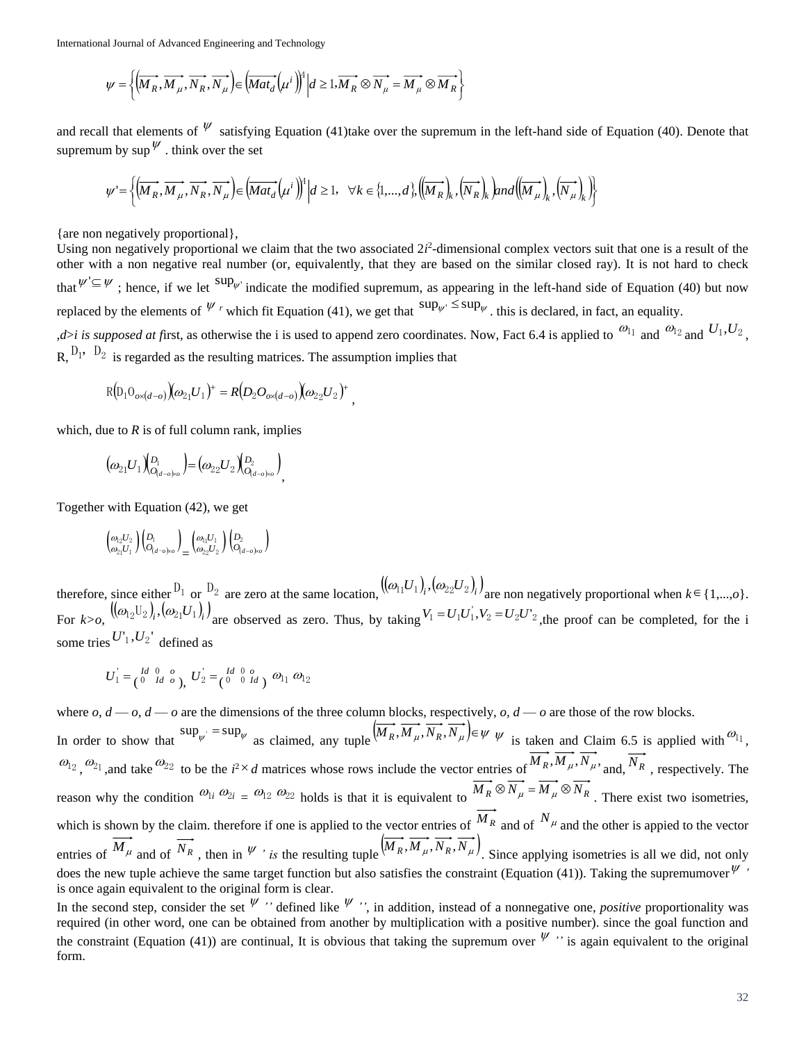$$\psi = \left\{ \left( \overrightarrow{M_R}, \overrightarrow{M_\mu}, \overrightarrow{N_R}, \overrightarrow{N_\mu} \right) \in \left( Mat_d\left(\mu^i\right) \right)^4 \middle| d \geq 1, \overrightarrow{M_R} \otimes \overrightarrow{N_\mu} = \overrightarrow{M_\mu} \otimes \overrightarrow{M_R} \right\}$$

and recall that elements of $\psi$ satisfying Equation (41)take over the supremum in the left-hand side of Equation (40). Denote that supremum by $\sup\psi$ . think over the set

$$\psi' = \left\{ \left( \overrightarrow{M_R}, \overrightarrow{M_\mu}, \overrightarrow{N_R}, \overrightarrow{N_\mu} \right) \in \left( Mat_d\left(\mu^i\right) \right)^4 \middle| d \geq 1, \quad \forall k \in \{1,...,d\}, \left( \left(\overrightarrow{M_R}\right)_k, \left(\overrightarrow{N_R}\right)_k \right) and \left( \left(\overrightarrow{M_\mu}\right)_k, \left(\overrightarrow{N_\mu}\right)_k \right) \right\}$$

{are non negatively proportional},
Using non negatively proportional we claim that the two associated $2i^2$-dimensional complex vectors suit that one is a result of the other with a non negative real number (or, equivalently, that they are based on the similar closed ray). It is not hard to check that $\psi' \subseteq \psi$ ; hence, if we let $\sup_{\psi'}$ indicate the modified supremum, as appearing in the left-hand side of Equation (40) but now replaced by the elements of $\psi^{\,r}$ which fit Equation (41), we get that $\sup_{\psi'} \leq \sup_\psi$ . this is declared, in fact, an equality.
*,d>i is supposed at f*irst, as otherwise the i is used to append zero coordinates. Now, Fact 6.4 is applied to $\omega_{11}$ and $\omega_{12}$ and $U_1, U_2$ , R, $D_1$, $D_2$ is regarded as the resulting matrices. The assumption implies that

$$R\left(D_1 O_{o\times(d-o)}\right)\left(\omega_{21}U_1\right)^+ = R\left(D_2 O_{o\times(d-o)}\right)\left(\omega_{22}U_2\right)^+,$$

which, due to *R* is of full column rank, implies

$$\left(\omega_{21}U_1\right)\begin{pmatrix} D_1 \\ O_{(d-o)\times o} \end{pmatrix} = \left(\omega_{22}U_2\right)\begin{pmatrix} D_2 \\ O_{(d-o)\times o} \end{pmatrix},$$

Together with Equation (42), we get

$$\begin{pmatrix} \omega_{12}U_2 \\ \omega_{21}U_1 \end{pmatrix}\begin{pmatrix} D_1 \\ O_{(d-o)\times o} \end{pmatrix} = \begin{pmatrix} \omega_{11}U_1 \\ \omega_{22}U_2 \end{pmatrix}\begin{pmatrix} D_2 \\ O_{(d-o)\times o} \end{pmatrix}$$

therefore, since either $D_1$ or $D_2$ are zero at the same location, $\left( \left(\omega_{11}U_1\right)_i, \left(\omega_{22}U_2\right)_i \right)$ are non negatively proportional when $k \in \{1,...,o\}$. For $k>o$, $\left( \left(\omega_{12}U_2\right)_i, \left(\omega_{21}U_1\right)_i \right)$ are observed as zero. Thus, by taking $V_1 = U_1 U_1^{'}, V_2 = U_2 U'_2$ ,the proof can be completed, for the i some tries $U'_1, U_2'$ defined as

$$U_1^{'} = \begin{pmatrix} Id & 0 & o \\ 0 & Id & o \end{pmatrix}, \; U_2^{'} = \begin{pmatrix} Id & 0 & o \\ 0 & 0 & Id \end{pmatrix} \; \omega_{11} \; \omega_{12}$$

where *o, d* — *o, d* — *o* are the dimensions of the three column blocks, respectively, *o, d* — *o* are those of the row blocks.
In order to show that $\sup_{\psi'} = \sup_\psi$ as claimed, any tuple $\left( \overrightarrow{M_R}, \overrightarrow{M_\mu}, \overrightarrow{N_R}, \overrightarrow{N_\mu} \right) \in \psi$ $\psi$ is taken and Claim 6.5 is applied with $\omega_{11}$, $\omega_{12}$, $\omega_{21}$ ,and take $\omega_{22}$ to be the $i^2 \times d$ matrices whose rows include the vector entries of $\overrightarrow{M_R}, \overrightarrow{M_\mu}, \overrightarrow{N_\mu}$, and, $\overrightarrow{N_R}$ , respectively. The reason why the condition $\omega_{1i}$ $\omega_{2i}$ = $\omega_{12}$ $\omega_{22}$ holds is that it is equivalent to $\overrightarrow{M_R} \otimes \overrightarrow{N_\mu} = \overrightarrow{M_\mu} \otimes \overrightarrow{N_R}$ . There exist two isometries, which is shown by the claim. therefore if one is applied to the vector entries of $\overrightarrow{M_R}$ and of $N_\mu$ and the other is appied to the vector entries of $\overrightarrow{M_\mu}$ and of $\overrightarrow{N_R}$ , then in $\psi$ *' is* the resulting tuple $\left( \overrightarrow{M_R}, \overrightarrow{M_\mu}, \overrightarrow{N_R}, \overrightarrow{N_\mu} \right)$. Since applying isometries is all we did, not only does the new tuple achieve the same target function but also satisfies the constraint (Equation (41)). Taking the supremumover $\psi$ *'* is once again equivalent to the original form is clear.
In the second step, consider the set $\psi$ *''* defined like $\psi$ *''*, in addition, instead of a nonnegative one, *positive* proportionality was required (in other word, one can be obtained from another by multiplication with a positive number). since the goal function and the constraint (Equation (41)) are continual, It is obvious that taking the supremum over $\psi$ *''* is again equivalent to the original form.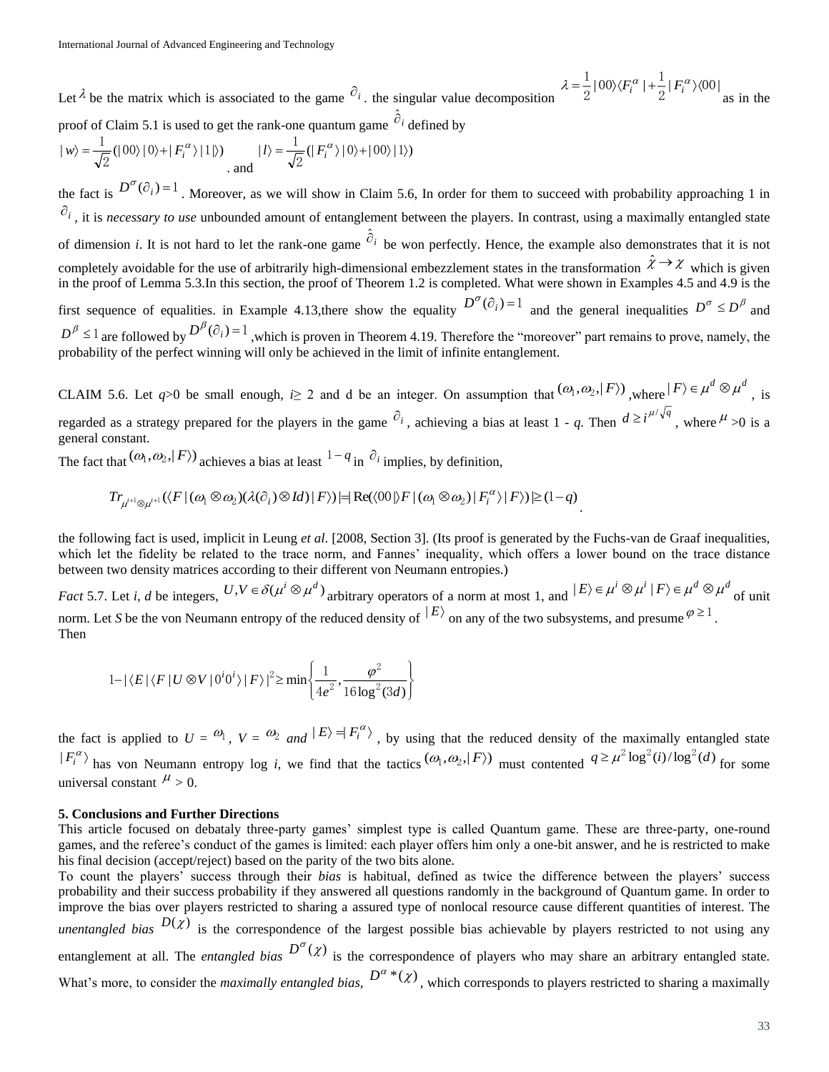Let $\lambda$ be the matrix which is associated to the game $\partial_i$. the singular value decomposition $\lambda = \frac{1}{2}|00\rangle\langle F_i^\alpha| + \frac{1}{2}|F_i^\alpha\rangle\langle 00|$ as in the proof of Claim 5.1 is used to get the rank-one quantum game $\hat{\partial}_i$ defined by

$|w\rangle = \frac{1}{\sqrt{2}}(|00\rangle|0\rangle + |F_i^\alpha\rangle|1\rangle)$. and $|l\rangle = \frac{1}{\sqrt{2}}(|F_i^\alpha\rangle|0\rangle + |00\rangle|1\rangle)$

the fact is $D^\sigma(\partial_i) = 1$. Moreover, as we will show in Claim 5.6, In order for them to succeed with probability approaching 1 in $\partial_i$, it is *necessary to use* unbounded amount of entanglement between the players. In contrast, using a maximally entangled state of dimension *i*. It is not hard to let the rank-one game $\hat{\partial}_i$ be won perfectly. Hence, the example also demonstrates that it is not completely avoidable for the use of arbitrarily high-dimensional embezzlement states in the transformation $\hat{\chi} \to \chi$ which is given in the proof of Lemma 5.3.In this section, the proof of Theorem 1.2 is completed. What were shown in Examples 4.5 and 4.9 is the first sequence of equalities. in Example 4.13,there show the equality $D^\sigma(\partial_i) = 1$ and the general inequalities $D^\sigma \le D^\beta$ and $D^\beta \le 1$ are followed by $D^\beta(\partial_i) = 1$ ,which is proven in Theorem 4.19. Therefore the "moreover" part remains to prove, namely, the probability of the perfect winning will only be achieved in the limit of infinite entanglement.

CLAIM 5.6. Let *q*>0 be small enough, *i*≥ 2 and d be an integer. On assumption that $(\omega_1, \omega_2, |F\rangle)$ ,where $|F\rangle \in \mu^d \otimes \mu^d$ , is regarded as a strategy prepared for the players in the game $\partial_i$, achieving a bias at least 1 - *q*. Then $d \ge i^{\mu/\sqrt{q}}$ , where $\mu$ >0 is a general constant.

The fact that $(\omega_1, \omega_2, |F\rangle)$ achieves a bias at least $1-q$ in $\partial_i$ implies, by definition,

$$Tr_{\mu^{i+1} \otimes \mu^{i+1}}(\langle F|(\omega_1 \otimes \omega_2)(\lambda(\partial_i) \otimes Id)|F\rangle)| = |\operatorname{Re}(\langle 00|\rangle F|(\omega_1 \omega_2)|F_i^\alpha\rangle|F\rangle)| \ge (1-q).$$

the following fact is used, implicit in Leung *et al*. [2008, Section 3]. (Its proof is generated by the Fuchs-van de Graaf inequalities, which let the fidelity be related to the trace norm, and Fannes' inequality, which offers a lower bound on the trace distance between two density matrices according to their different von Neumann entropies.)

*Fact* 5.7. Let *i*, *d* be integers, $U, V \in \delta(\mu^i \otimes \mu^d)$ arbitrary operators of a norm at most 1, and $|E\rangle \in \mu^i \otimes \mu^i$ $|F\rangle \in \mu^d \otimes \mu^d$ of unit norm. Let *S* be the von Neumann entropy of the reduced density of $|E\rangle$ on any of the two subsystems, and presume $\varphi \ge 1$.
Then

$$1 - |\langle E|\langle F|U \otimes V|0^i 0^i\rangle|F\rangle|^2 \ge \min\left\{\frac{1}{4e^2}, \frac{\varphi^2}{16\log^2(3d)}\right\}$$

the fact is applied to *U* = $\omega_1$, *V* = $\omega_2$ *and* $|E\rangle = |F_i^\alpha\rangle$, by using that the reduced density of the maximally entangled state $|F_i^\alpha\rangle$ has von Neumann entropy log *i*, we find that the tactics $(\omega_1, \omega_2, |F\rangle)$ must contented $q \ge \mu^2 \log^2(i)/\log^2(d)$ for some universal constant $\mu$ > 0.

**5. Conclusions and Further Directions**

This article focused on debataly three-party games' simplest type is called Quantum game. These are three-party, one-round games, and the referee's conduct of the games is limited: each player offers him only a one-bit answer, and he is restricted to make his final decision (accept/reject) based on the parity of the two bits alone.

To count the players' success through their *bias* is habitual, defined as twice the difference between the players' success probability and their success probability if they answered all questions randomly in the background of Quantum game. In order to improve the bias over players restricted to sharing a assured type of nonlocal resource cause different quantities of interest. The *unentangled bias* $D(\chi)$ is the correspondence of the largest possible bias achievable by players restricted to not using any entanglement at all. The *entangled bias* $D^\sigma(\chi)$ is the correspondence of players who may share an arbitrary entangled state. What's more, to consider the *maximally entangled bias,* $D^\alpha*(\chi)$, which corresponds to players restricted to sharing a maximally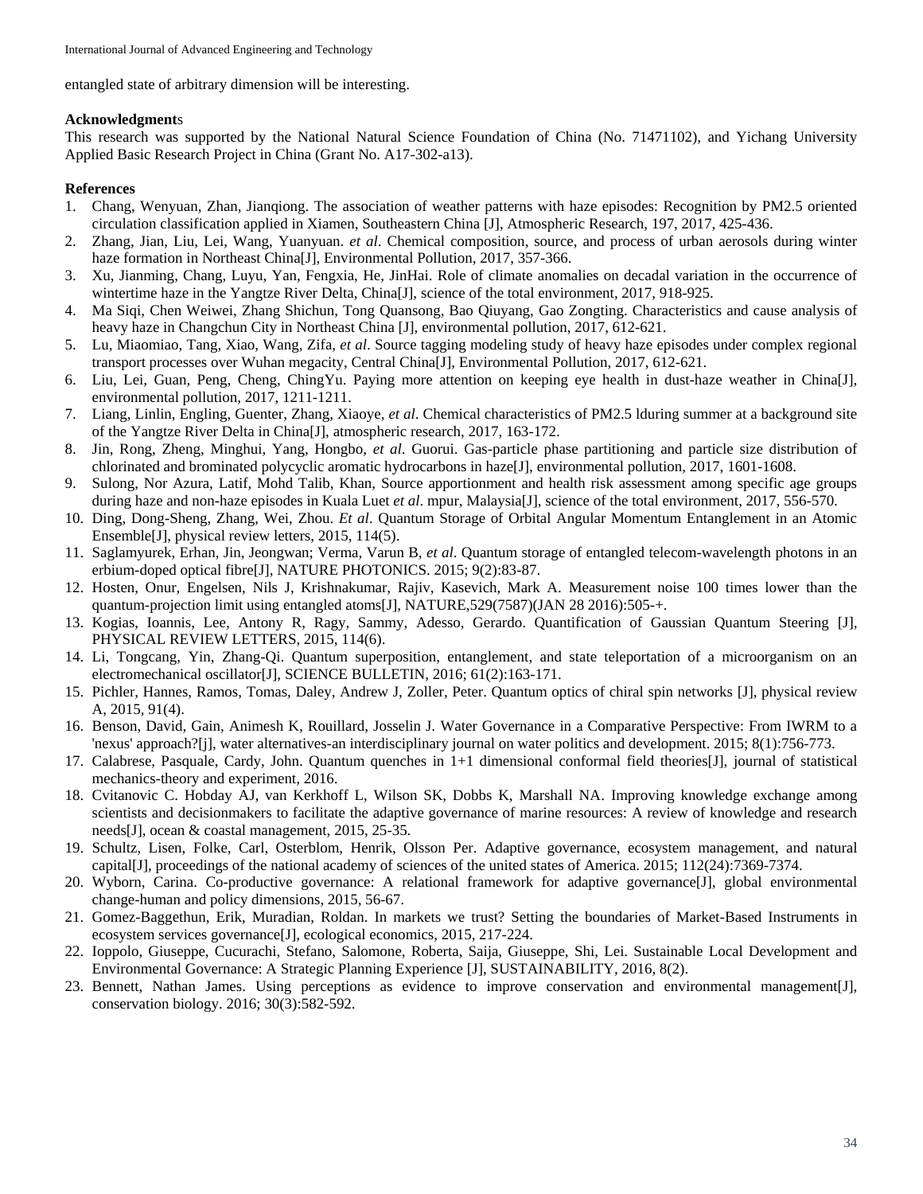entangled state of arbitrary dimension will be interesting.

**Acknowledgments**

This research was supported by the National Natural Science Foundation of China (No. 71471102), and Yichang University Applied Basic Research Project in China (Grant No. A17-302-a13).

**References**

1. Chang, Wenyuan, Zhan, Jianqiong. The association of weather patterns with haze episodes: Recognition by PM2.5 oriented circulation classification applied in Xiamen, Southeastern China [J], Atmospheric Research, 197, 2017, 425-436.
2. Zhang, Jian, Liu, Lei, Wang, Yuanyuan. *et al*. Chemical composition, source, and process of urban aerosols during winter haze formation in Northeast China[J], Environmental Pollution, 2017, 357-366.
3. Xu, Jianming, Chang, Luyu, Yan, Fengxia, He, JinHai. Role of climate anomalies on decadal variation in the occurrence of wintertime haze in the Yangtze River Delta, China[J], science of the total environment, 2017, 918-925.
4. Ma Siqi, Chen Weiwei, Zhang Shichun, Tong Quansong, Bao Qiuyang, Gao Zongting. Characteristics and cause analysis of heavy haze in Changchun City in Northeast China [J], environmental pollution, 2017, 612-621.
5. Lu, Miaomiao, Tang, Xiao, Wang, Zifa, *et al*. Source tagging modeling study of heavy haze episodes under complex regional transport processes over Wuhan megacity, Central China[J], Environmental Pollution, 2017, 612-621.
6. Liu, Lei, Guan, Peng, Cheng, ChingYu. Paying more attention on keeping eye health in dust-haze weather in China[J], environmental pollution, 2017, 1211-1211.
7. Liang, Linlin, Engling, Guenter, Zhang, Xiaoye, *et al*. Chemical characteristics of PM2.5 lduring summer at a background site of the Yangtze River Delta in China[J], atmospheric research, 2017, 163-172.
8. Jin, Rong, Zheng, Minghui, Yang, Hongbo, *et al*. Guorui. Gas-particle phase partitioning and particle size distribution of chlorinated and brominated polycyclic aromatic hydrocarbons in haze[J], environmental pollution, 2017, 1601-1608.
9. Sulong, Nor Azura, Latif, Mohd Talib, Khan, Source apportionment and health risk assessment among specific age groups during haze and non-haze episodes in Kuala Luet *et al*. mpur, Malaysia[J], science of the total environment, 2017, 556-570.
10. Ding, Dong-Sheng, Zhang, Wei, Zhou. *Et al*. Quantum Storage of Orbital Angular Momentum Entanglement in an Atomic Ensemble[J], physical review letters, 2015, 114(5).
11. Saglamyurek, Erhan, Jin, Jeongwan; Verma, Varun B, *et al*. Quantum storage of entangled telecom-wavelength photons in an erbium-doped optical fibre[J], NATURE PHOTONICS. 2015; 9(2):83-87.
12. Hosten, Onur, Engelsen, Nils J, Krishnakumar, Rajiv, Kasevich, Mark A. Measurement noise 100 times lower than the quantum-projection limit using entangled atoms[J], NATURE,529(7587)(JAN 28 2016):505-+.
13. Kogias, Ioannis, Lee, Antony R, Ragy, Sammy, Adesso, Gerardo. Quantification of Gaussian Quantum Steering [J], PHYSICAL REVIEW LETTERS, 2015, 114(6).
14. Li, Tongcang, Yin, Zhang-Qi. Quantum superposition, entanglement, and state teleportation of a microorganism on an electromechanical oscillator[J], SCIENCE BULLETIN, 2016; 61(2):163-171.
15. Pichler, Hannes, Ramos, Tomas, Daley, Andrew J, Zoller, Peter. Quantum optics of chiral spin networks [J], physical review A, 2015, 91(4).
16. Benson, David, Gain, Animesh K, Rouillard, Josselin J. Water Governance in a Comparative Perspective: From IWRM to a 'nexus' approach?[j], water alternatives-an interdisciplinary journal on water politics and development. 2015; 8(1):756-773.
17. Calabrese, Pasquale, Cardy, John. Quantum quenches in 1+1 dimensional conformal field theories[J], journal of statistical mechanics-theory and experiment, 2016.
18. Cvitanovic C. Hobday AJ, van Kerkhoff L, Wilson SK, Dobbs K, Marshall NA. Improving knowledge exchange among scientists and decisionmakers to facilitate the adaptive governance of marine resources: A review of knowledge and research needs[J], ocean & coastal management, 2015, 25-35.
19. Schultz, Lisen, Folke, Carl, Osterblom, Henrik, Olsson Per. Adaptive governance, ecosystem management, and natural capital[J], proceedings of the national academy of sciences of the united states of America. 2015; 112(24):7369-7374.
20. Wyborn, Carina. Co-productive governance: A relational framework for adaptive governance[J], global environmental change-human and policy dimensions, 2015, 56-67.
21. Gomez-Baggethun, Erik, Muradian, Roldan. In markets we trust? Setting the boundaries of Market-Based Instruments in ecosystem services governance[J], ecological economics, 2015, 217-224.
22. Ioppolo, Giuseppe, Cucurachi, Stefano, Salomone, Roberta, Saija, Giuseppe, Shi, Lei. Sustainable Local Development and Environmental Governance: A Strategic Planning Experience [J], SUSTAINABILITY, 2016, 8(2).
23. Bennett, Nathan James. Using perceptions as evidence to improve conservation and environmental management[J], conservation biology. 2016; 30(3):582-592.